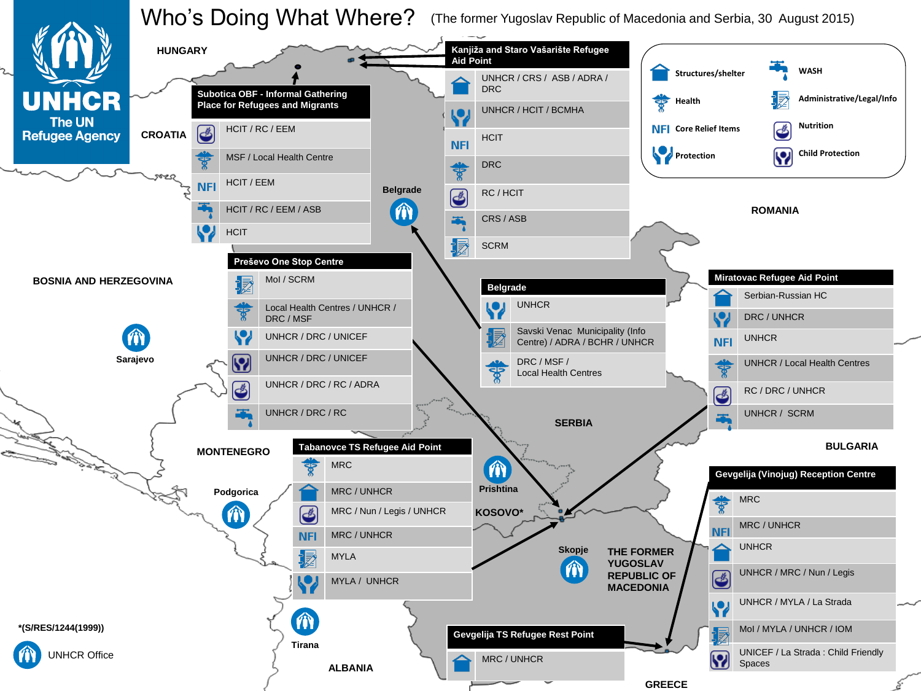# Who's Doing What Where?

(The former Yugoslav Republic of Macedonia and Serbia, 30 August 2015)

UNHCR The UN Refugee Agency

**Legend:** Structures/shelter · WASH · Health · Administrative/Legal/Info · NFI Core Relief Items · Nutrition · Protection · Child Protection

### Subotica OBF - Informal Gathering Place for Refugees and Migrants

| Sector | Organizations |
|---|---|
| Nutrition | HCIT / RC / EEM |
| Health | MSF / Local Health Centre |
| NFI | HCIT / EEM |
| WASH | HCIT / RC / EEM / ASB |
| Protection | HCIT |

### Kanjiža and Staro Vašarište Refugee Aid Point

| Sector | Organizations |
|---|---|
| Structures/shelter | UNHCR / CRS / ASB / ADRA / DRC |
| Protection | UNHCR / HCIT / BCMHA |
| NFI | HCIT |
| Health | DRC |
| Nutrition | RC / HCIT |
| WASH | CRS / ASB |
| Administrative/Legal/Info | SCRM |

### Preševo One Stop Centre

| Sector | Organizations |
|---|---|
| Administrative/Legal/Info | MoI / SCRM |
| Health | Local Health Centres / UNHCR / DRC / MSF |
| Protection | UNHCR / DRC / UNICEF |
| Child Protection | UNHCR / DRC / UNICEF |
| Nutrition | UNHCR / DRC / RC / ADRA |
| WASH | UNHCR / DRC / RC |

### Belgrade

| Sector | Organizations |
|---|---|
| Protection | UNHCR |
| Administrative/Legal/Info | Savski Venac Municipality (Info Centre) / ADRA / BCHR / UNHCR |
| Health | DRC / MSF / Local Health Centres |

### Miratovac Refugee Aid Point

| Sector | Organizations |
|---|---|
| Structures/shelter | Serbian-Russian HC |
| Protection | DRC / UNHCR |
| NFI | UNHCR |
| Health | UNHCR / Local Health Centres |
| Nutrition | RC / DRC / UNHCR |
| WASH | UNHCR / SCRM |

### Tabanovce TS Refugee Aid Point

| Sector | Organizations |
|---|---|
| Health | MRC |
| Structures/shelter | MRC / UNHCR |
| Nutrition | MRC / Nun / Legis / UNHCR |
| NFI | MRC / UNHCR |
| Administrative/Legal/Info | MYLA |
| Protection | MYLA / UNHCR |

### Gevgelija (Vinojug) Reception Centre

| Sector | Organizations |
|---|---|
| Health | MRC |
| NFI | MRC / UNHCR |
| Structures/shelter | UNHCR |
| Nutrition | UNHCR / MRC / Nun / Legis |
| Protection | UNHCR / MYLA / La Strada |
| Administrative/Legal/Info | MoI / MYLA / UNHCR / IOM |
| Child Protection | UNICEF / La Strada : Child Friendly Spaces |

### Gevgelija TS Refugee Rest Point

| Sector | Organizations |
|---|---|
| Structures/shelter | MRC / UNHCR |

Map labels: HUNGARY, CROATIA, BOSNIA AND HERZEGOVINA, ROMANIA, SERBIA, BULGARIA, MONTENEGRO, KOSOVO*, THE FORMER YUGOSLAV REPUBLIC OF MACEDONIA, ALBANIA, GREECE, Belgrade, Sarajevo, Podgorica, Prishtina, Skopje, Tirana

*(S/RES/1244(1999))

UNHCR Office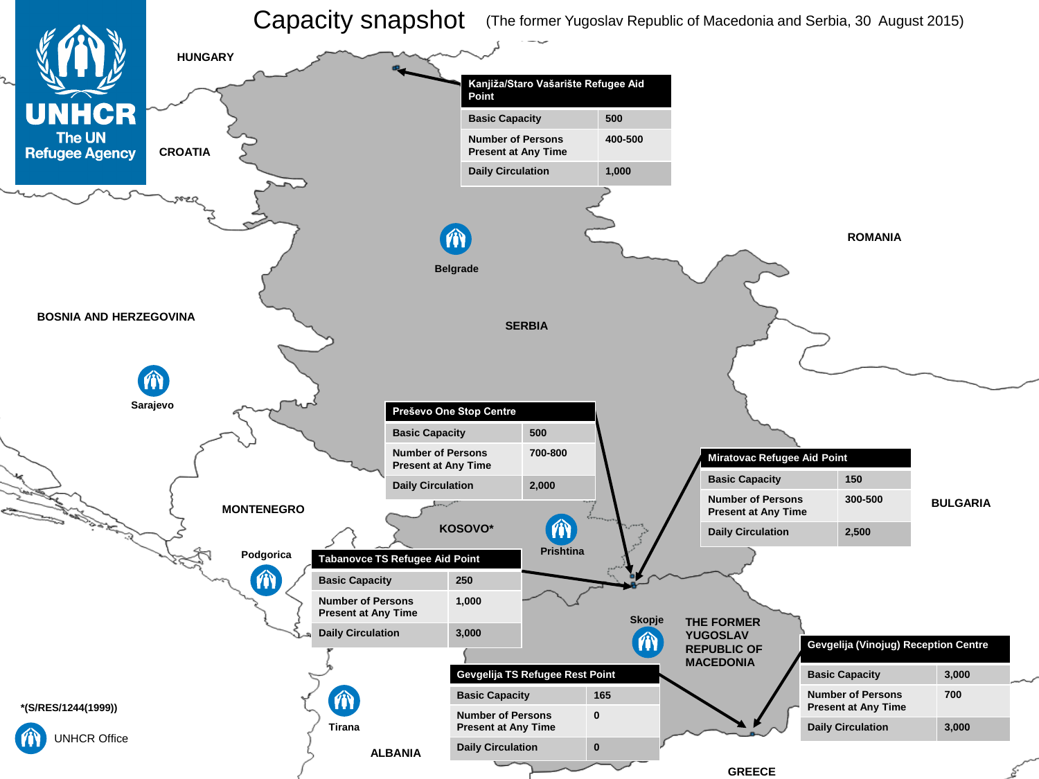# Capacity snapshot

(The former Yugoslav Republic of Macedonia and Serbia, 30 August 2015)

UNHCR
The UN Refugee Agency

| Kanjiža/Staro Vašarište Refugee Aid Point | |
|---|---|
| Basic Capacity | 500 |
| Number of Persons Present at Any Time | 400-500 |
| Daily Circulation | 1,000 |

| Preševo One Stop Centre | |
|---|---|
| Basic Capacity | 500 |
| Number of Persons Present at Any Time | 700-800 |
| Daily Circulation | 2,000 |

| Miratovac Refugee Aid Point | |
|---|---|
| Basic Capacity | 150 |
| Number of Persons Present at Any Time | 300-500 |
| Daily Circulation | 2,500 |

| Tabanovce TS Refugee Aid Point | |
|---|---|
| Basic Capacity | 250 |
| Number of Persons Present at Any Time | 1,000 |
| Daily Circulation | 3,000 |

| Gevgelija TS Refugee Rest Point | |
|---|---|
| Basic Capacity | 165 |
| Number of Persons Present at Any Time | 0 |
| Daily Circulation | 0 |

| Gevgelija (Vinojug) Reception Centre | |
|---|---|
| Basic Capacity | 3,000 |
| Number of Persons Present at Any Time | 700 |
| Daily Circulation | 3,000 |

HUNGARY
CROATIA
ROMANIA
BOSNIA AND HERZEGOVINA
SERBIA
BULGARIA
MONTENEGRO
KOSOVO*
THE FORMER YUGOSLAV REPUBLIC OF MACEDONIA
ALBANIA
GREECE

Belgrade
Sarajevo
Prishtina
Podgorica
Skopje
Tirana

*(S/RES/1244(1999))

UNHCR Office